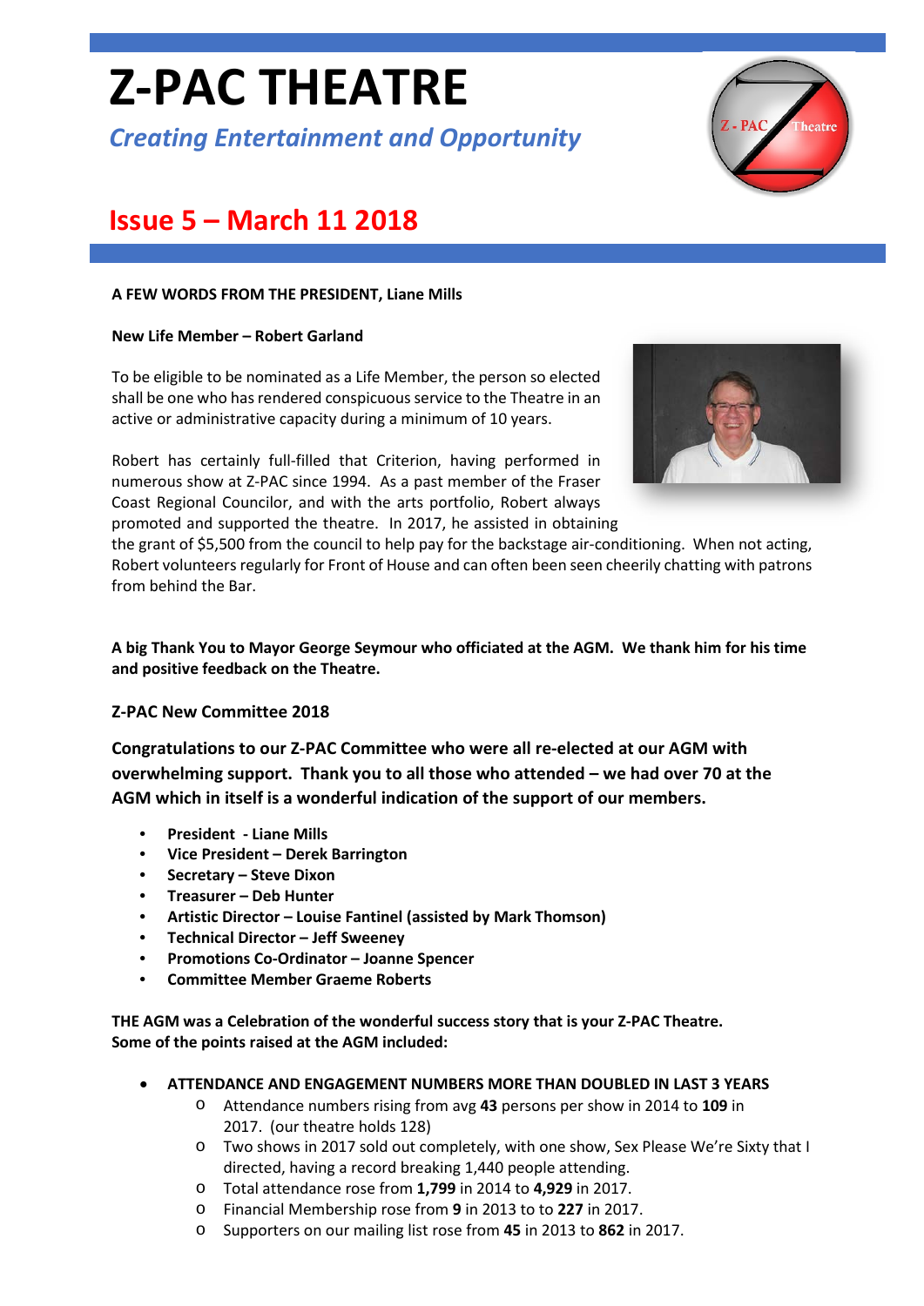# Z-PAC THEATRE

*Creating Entertainment and Opportunity*

## Issue 5 – March 11 2018

**A FEW WORDS FROM THE PRESIDENT, Liane Mills**

**New Life Member – Robert Garland**

To be eligible to be nominated as a Life Member, the person so elected shall be one who has rendered conspicuous service to the Theatre in an active or administrative capacity during a minimum of 10 years.

Robert has certainly full-filled that Criterion, having performed in numerous show at Z-PAC since 1994. As a past member of the Fraser Coast Regional Councilor, and with the arts portfolio, Robert always promoted and supported the theatre. In 2017, he assisted in obtaining the grant of $5,500 from the council to help pay for the backstage air-conditioning. When not acting, Robert volunteers regularly for Front of House and can often been seen cheerily chatting with patrons from behind the Bar.

**A big Thank You to Mayor George Seymour who officiated at the AGM. We thank him for his time and positive feedback on the Theatre.**

### Z-PAC New Committee 2018

**Congratulations to our Z-PAC Committee who were all re-elected at our AGM with overwhelming support. Thank you to all those who attended – we had over 70 at the AGM which in itself is a wonderful indication of the support of our members.**

- **President - Liane Mills**
- **Vice President – Derek Barrington**
- **Secretary – Steve Dixon**
- **Treasurer – Deb Hunter**
- **Artistic Director – Louise Fantinel (assisted by Mark Thomson)**
- **Technical Director – Jeff Sweeney**
- **Promotions Co-Ordinator – Joanne Spencer**
- **Committee Member Graeme Roberts**

**THE AGM was a Celebration of the wonderful success story that is your Z-PAC Theatre. Some of the points raised at the AGM included:**

- **ATTENDANCE AND ENGAGEMENT NUMBERS MORE THAN DOUBLED IN LAST 3 YEARS**
  - Attendance numbers rising from avg **43** persons per show in 2014 to **109** in 2017. (our theatre holds 128)
  - Two shows in 2017 sold out completely, with one show, Sex Please We're Sixty that I directed, having a record breaking 1,440 people attending.
  - Total attendance rose from **1,799** in 2014 to **4,929** in 2017.
  - Financial Membership rose from **9** in 2013 to to **227** in 2017.
  - Supporters on our mailing list rose from **45** in 2013 to **862** in 2017.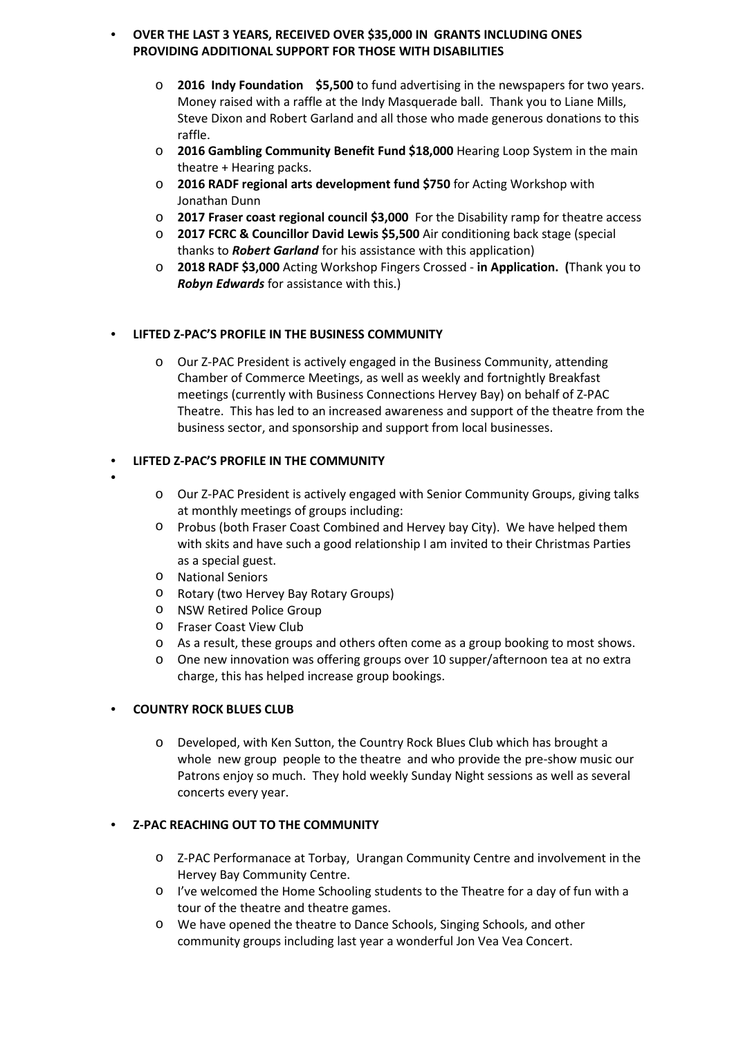- **OVER THE LAST 3 YEARS, RECEIVED OVER $35,000 IN GRANTS INCLUDING ONES PROVIDING ADDITIONAL SUPPORT FOR THOSE WITH DISABILITIES**
  - **2016 Indy Foundation $5,500** to fund advertising in the newspapers for two years. Money raised with a raffle at the Indy Masquerade ball. Thank you to Liane Mills, Steve Dixon and Robert Garland and all those who made generous donations to this raffle.
  - **2016 Gambling Community Benefit Fund $18,000** Hearing Loop System in the main theatre + Hearing packs.
  - **2016 RADF regional arts development fund $750** for Acting Workshop with Jonathan Dunn
  - **2017 Fraser coast regional council $3,000** For the Disability ramp for theatre access
  - **2017 FCRC & Councillor David Lewis $5,500** Air conditioning back stage (special thanks to ***Robert Garland*** for his assistance with this application)
  - **2018 RADF $3,000** Acting Workshop Fingers Crossed - **in Application. (**Thank you to ***Robyn Edwards*** for assistance with this.)

- **LIFTED Z-PAC'S PROFILE IN THE BUSINESS COMMUNITY**
  - Our Z-PAC President is actively engaged in the Business Community, attending Chamber of Commerce Meetings, as well as weekly and fortnightly Breakfast meetings (currently with Business Connections Hervey Bay) on behalf of Z-PAC Theatre. This has led to an increased awareness and support of the theatre from the business sector, and sponsorship and support from local businesses.

- **LIFTED Z-PAC'S PROFILE IN THE COMMUNITY**
  - Our Z-PAC President is actively engaged with Senior Community Groups, giving talks at monthly meetings of groups including:
  - Probus (both Fraser Coast Combined and Hervey bay City). We have helped them with skits and have such a good relationship I am invited to their Christmas Parties as a special guest.
  - National Seniors
  - Rotary (two Hervey Bay Rotary Groups)
  - NSW Retired Police Group
  - Fraser Coast View Club
  - As a result, these groups and others often come as a group booking to most shows.
  - One new innovation was offering groups over 10 supper/afternoon tea at no extra charge, this has helped increase group bookings.

- **COUNTRY ROCK BLUES CLUB**
  - Developed, with Ken Sutton, the Country Rock Blues Club which has brought a whole new group people to the theatre and who provide the pre-show music our Patrons enjoy so much. They hold weekly Sunday Night sessions as well as several concerts every year.

- **Z-PAC REACHING OUT TO THE COMMUNITY**
  - Z-PAC Performanace at Torbay, Urangan Community Centre and involvement in the Hervey Bay Community Centre.
  - I've welcomed the Home Schooling students to the Theatre for a day of fun with a tour of the theatre and theatre games.
  - We have opened the theatre to Dance Schools, Singing Schools, and other community groups including last year a wonderful Jon Vea Vea Concert.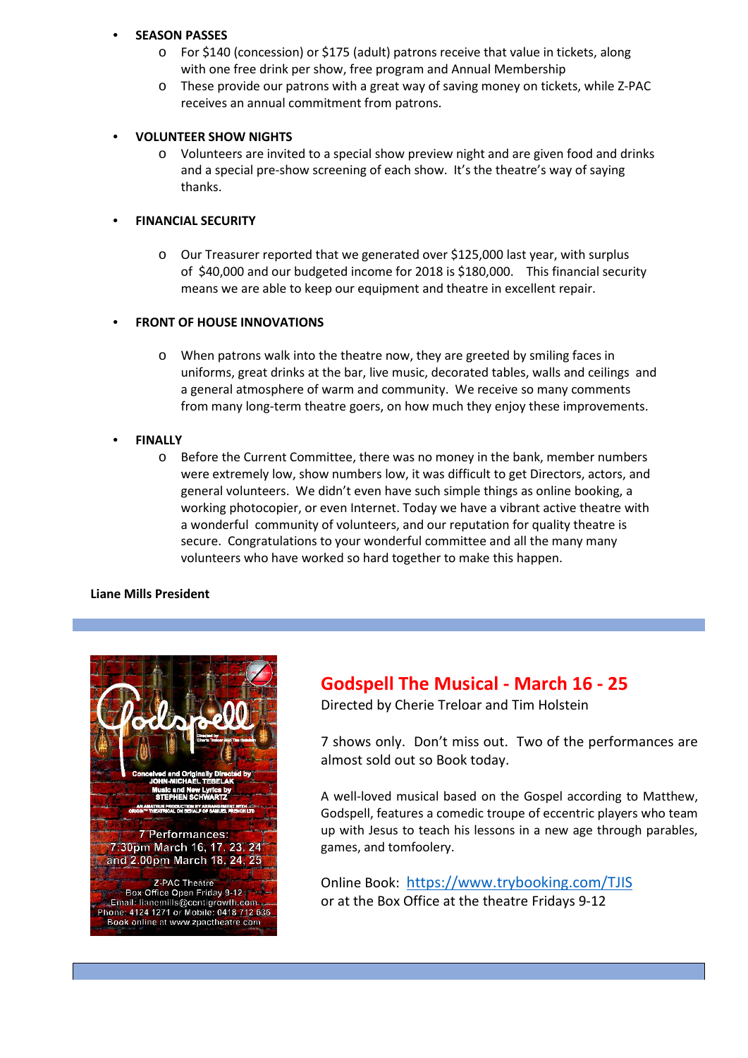- **SEASON PASSES**
  - For $140 (concession) or $175 (adult) patrons receive that value in tickets, along with one free drink per show, free program and Annual Membership
  - These provide our patrons with a great way of saving money on tickets, while Z-PAC receives an annual commitment from patrons.

- **VOLUNTEER SHOW NIGHTS**
  - Volunteers are invited to a special show preview night and are given food and drinks and a special pre-show screening of each show. It's the theatre's way of saying thanks.

- **FINANCIAL SECURITY**
  - Our Treasurer reported that we generated over $125,000 last year, with surplus of $40,000 and our budgeted income for 2018 is $180,000. This financial security means we are able to keep our equipment and theatre in excellent repair.

- **FRONT OF HOUSE INNOVATIONS**
  - When patrons walk into the theatre now, they are greeted by smiling faces in uniforms, great drinks at the bar, live music, decorated tables, walls and ceilings and a general atmosphere of warm and community. We receive so many comments from many long-term theatre goers, on how much they enjoy these improvements.

- **FINALLY**
  - Before the Current Committee, there was no money in the bank, member numbers were extremely low, show numbers low, it was difficult to get Directors, actors, and general volunteers. We didn't even have such simple things as online booking, a working photocopier, or even Internet. Today we have a vibrant active theatre with a wonderful community of volunteers, and our reputation for quality theatre is secure. Congratulations to your wonderful committee and all the many many volunteers who have worked so hard together to make this happen.

**Liane Mills President**

---

## Godspell The Musical - March 16 - 25

Directed by Cherie Treloar and Tim Holstein

7 shows only. Don't miss out. Two of the performances are almost sold out so Book today.

A well-loved musical based on the Gospel according to Matthew, Godspell, features a comedic troupe of eccentric players who team up with Jesus to teach his lessons in a new age through parables, games, and tomfoolery.

Online Book: [https://www.trybooking.com/TJIS](https://www.trybooking.com/TJIS)
or at the Box Office at the theatre Fridays 9-12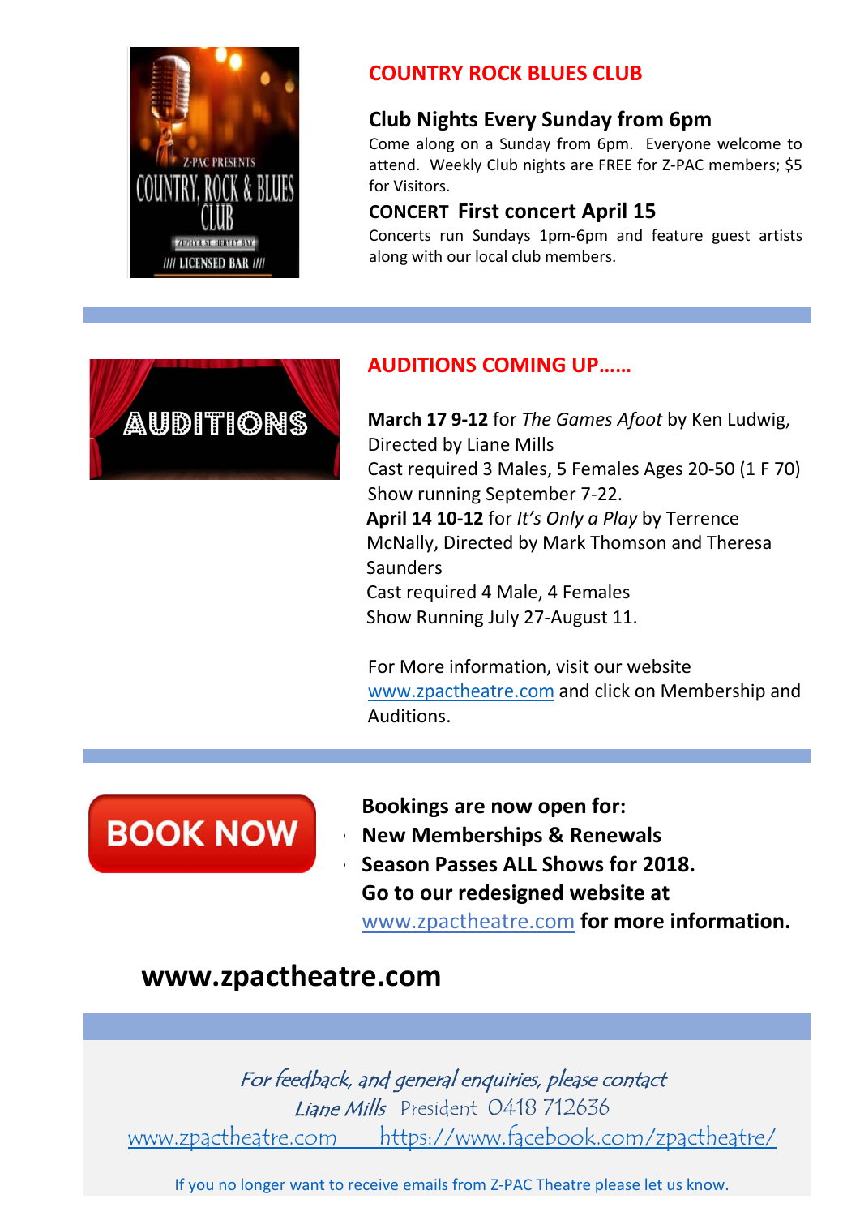## COUNTRY ROCK BLUES CLUB

### Club Nights Every Sunday from 6pm

Come along on a Sunday from 6pm. Everyone welcome to attend. Weekly Club nights are FREE for Z-PAC members; $5 for Visitors.

### CONCERT First concert April 15

Concerts run Sundays 1pm-6pm and feature guest artists along with our local club members.

## AUDITIONS COMING UP……

**March 17 9-12** for *The Games Afoot* by Ken Ludwig, Directed by Liane Mills
Cast required 3 Males, 5 Females Ages 20-50 (1 F 70)
Show running September 7-22.
**April 14 10-12** for *It's Only a Play* by Terrence McNally, Directed by Mark Thomson and Theresa Saunders
Cast required 4 Male, 4 Females
Show Running July 27-August 11.

For More information, visit our website www.zpactheatre.com and click on Membership and Auditions.

**Bookings are now open for:**

- **New Memberships & Renewals**
- **Season Passes ALL Shows for 2018.**

**Go to our redesigned website at** www.zpactheatre.com **for more information.**

**www.zpactheatre.com**

*For feedback, and general enquiries, please contact*
*Liane Mills* President 0418 712636
www.zpactheatre.com https://www.facebook.com/zpactheatre/

If you no longer want to receive emails from Z-PAC Theatre please let us know.